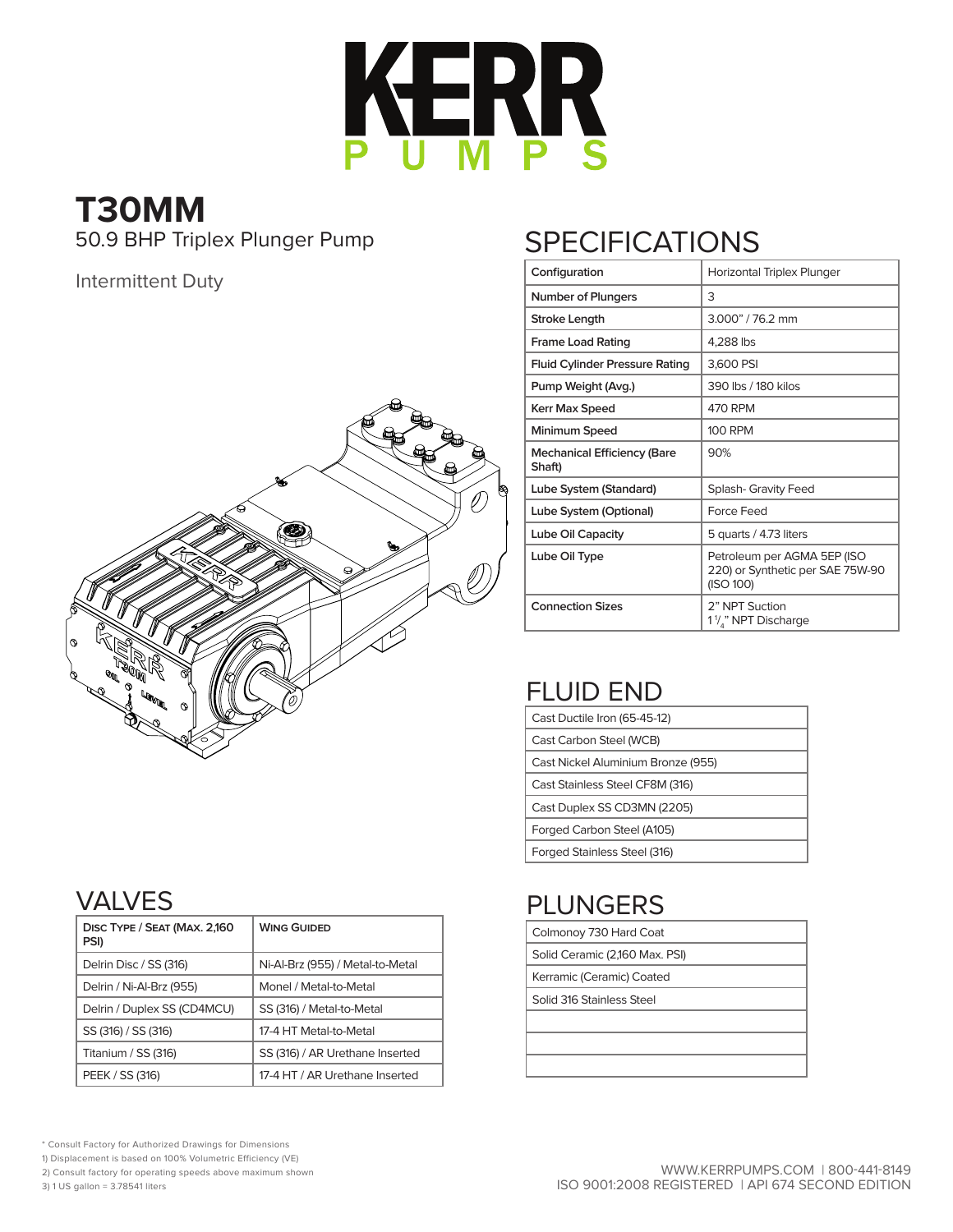# KERR PUMPS

## T30MM

50.9 BHP Triplex Plunger Pump

Intermittent Duty

## SPECIFICATIONS

| Configuration | Horizontal Triplex Plunger |
|---|---|
| Number of Plungers | 3 |
| Stroke Length | 3.000" / 76.2 mm |
| Frame Load Rating | 4,288 lbs |
| Fluid Cylinder Pressure Rating | 3,600 PSI |
| Pump Weight (Avg.) | 390 lbs / 180 kilos |
| Kerr Max Speed | 470 RPM |
| Minimum Speed | 100 RPM |
| Mechanical Efficiency (Bare Shaft) | 90% |
| Lube System (Standard) | Splash- Gravity Feed |
| Lube System (Optional) | Force Feed |
| Lube Oil Capacity | 5 quarts / 4.73 liters |
| Lube Oil Type | Petroleum per AGMA 5EP (ISO 220) or Synthetic per SAE 75W-90 (ISO 100) |
| Connection Sizes | 2" NPT Suction<br>1 1/4" NPT Discharge |

## FLUID END

| |
|---|
| Cast Ductile Iron (65-45-12) |
| Cast Carbon Steel (WCB) |
| Cast Nickel Aluminium Bronze (955) |
| Cast Stainless Steel CF8M (316) |
| Cast Duplex SS CD3MN (2205) |
| Forged Carbon Steel (A105) |
| Forged Stainless Steel (316) |

## VALVES

| Disc Type / Seat (Max. 2,160 PSI) | Wing Guided |
|---|---|
| Delrin Disc / SS (316) | Ni-Al-Brz (955) / Metal-to-Metal |
| Delrin / Ni-Al-Brz (955) | Monel / Metal-to-Metal |
| Delrin / Duplex SS (CD4MCU) | SS (316) / Metal-to-Metal |
| SS (316) / SS (316) | 17-4 HT Metal-to-Metal |
| Titanium / SS (316) | SS (316) / AR Urethane Inserted |
| PEEK / SS (316) | 17-4 HT / AR Urethane Inserted |

## PLUNGERS

| |
|---|
| Colmonoy 730 Hard Coat |
| Solid Ceramic (2,160 Max. PSI) |
| Kerramic (Ceramic) Coated |
| Solid 316 Stainless Steel |
| |
| |
| |

* Consult Factory for Authorized Drawings for Dimensions
1) Displacement is based on 100% Volumetric Efficiency (VE)
2) Consult factory for operating speeds above maximum shown
3) 1 US gallon = 3.78541 liters

WWW.KERRPUMPS.COM | 800-441-8149
ISO 9001:2008 REGISTERED | API 674 SECOND EDITION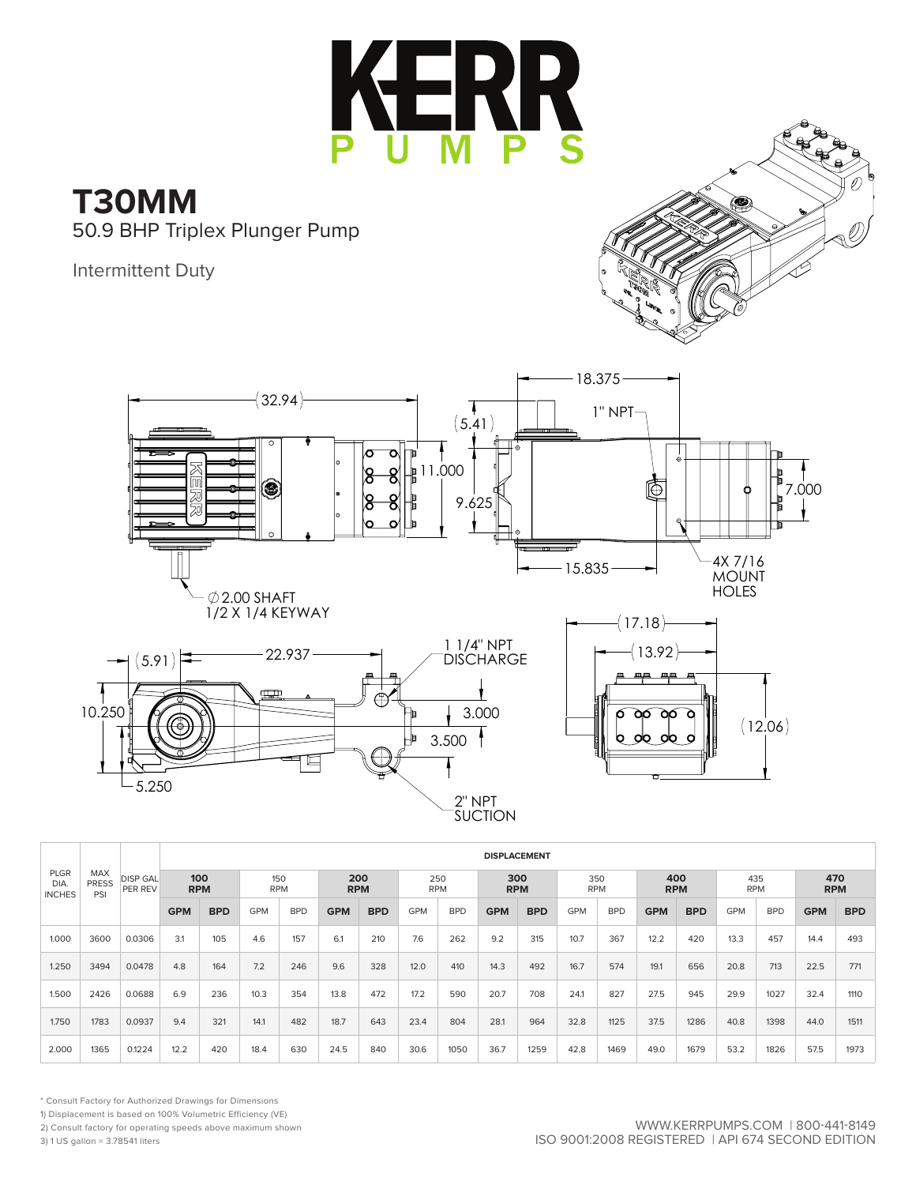# KERR PUMPS

## T30MM

50.9 BHP Triplex Plunger Pump

Intermittent Duty

32.94
5.41
18.375
1" NPT
11.000
9.625
7.000
15.835
4X 7/16 MOUNT HOLES
∅ 2.00 SHAFT
1/2 X 1/4 KEYWAY
17.18
13.92
5.91
22.937
1 1/4" NPT DISCHARGE
10.250
3.000
3.500
12.06
5.250
2" NPT SUCTION

| PLGR DIA. INCHES | MAX PRESS PSI | DISP GAL PER REV | DISPLACEMENT | | | | | | | | | | | | | | | | | |
|---|---|---|---|---|---|---|---|---|---|---|---|---|---|---|---|---|---|---|---|---|
| | | | 100 RPM | | 150 RPM | | 200 RPM | | 250 RPM | | 300 RPM | | 350 RPM | | 400 RPM | | 435 RPM | | 470 RPM | |
| | | | GPM | BPD | GPM | BPD | GPM | BPD | GPM | BPD | GPM | BPD | GPM | BPD | GPM | BPD | GPM | BPD | GPM | BPD |
| 1.000 | 3600 | 0.0306 | 3.1 | 105 | 4.6 | 157 | 6.1 | 210 | 7.6 | 262 | 9.2 | 315 | 10.7 | 367 | 12.2 | 420 | 13.3 | 457 | 14.4 | 493 |
| 1.250 | 3494 | 0.0478 | 4.8 | 164 | 7.2 | 246 | 9.6 | 328 | 12.0 | 410 | 14.3 | 492 | 16.7 | 574 | 19.1 | 656 | 20.8 | 713 | 22.5 | 771 |
| 1.500 | 2426 | 0.0688 | 6.9 | 236 | 10.3 | 354 | 13.8 | 472 | 17.2 | 590 | 20.7 | 708 | 24.1 | 827 | 27.5 | 945 | 29.9 | 1027 | 32.4 | 1110 |
| 1.750 | 1783 | 0.0937 | 9.4 | 321 | 14.1 | 482 | 18.7 | 643 | 23.4 | 804 | 28.1 | 964 | 32.8 | 1125 | 37.5 | 1286 | 40.8 | 1398 | 44.0 | 1511 |
| 2.000 | 1365 | 0.1224 | 12.2 | 420 | 18.4 | 630 | 24.5 | 840 | 30.6 | 1050 | 36.7 | 1259 | 42.8 | 1469 | 49.0 | 1679 | 53.2 | 1826 | 57.5 | 1973 |

\* Consult Factory for Authorized Drawings for Dimensions
1) Displacement is based on 100% Volumetric Efficiency (VE)
2) Consult factory for operating speeds above maximum shown
3) 1 US gallon = 3.78541 liters

WWW.KERRPUMPS.COM | 800-441-8149
ISO 9001:2008 REGISTERED | API 674 SECOND EDITION